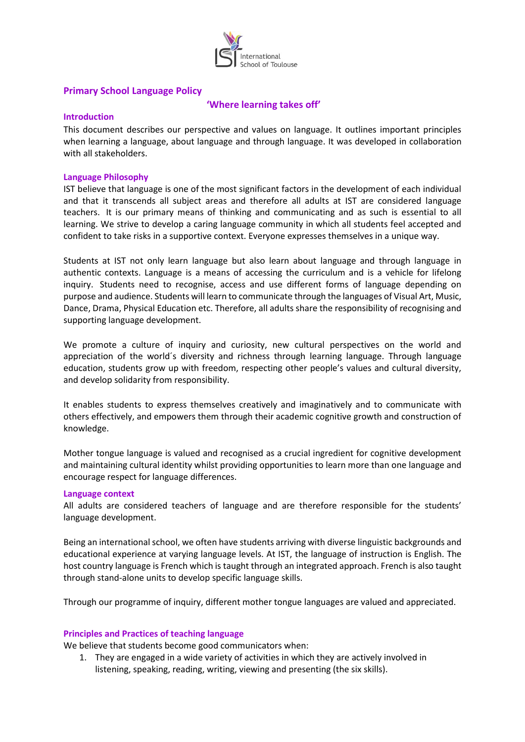International School of Toulouse

## Primary School Language Policy

**'Where learning takes off'**

### Introduction

This document describes our perspective and values on language. It outlines important principles when learning a language, about language and through language. It was developed in collaboration with all stakeholders.

### Language Philosophy

IST believe that language is one of the most significant factors in the development of each individual and that it transcends all subject areas and therefore all adults at IST are considered language teachers. It is our primary means of thinking and communicating and as such is essential to all learning. We strive to develop a caring language community in which all students feel accepted and confident to take risks in a supportive context. Everyone expresses themselves in a unique way.

Students at IST not only learn language but also learn about language and through language in authentic contexts. Language is a means of accessing the curriculum and is a vehicle for lifelong inquiry. Students need to recognise, access and use different forms of language depending on purpose and audience. Students will learn to communicate through the languages of Visual Art, Music, Dance, Drama, Physical Education etc. Therefore, all adults share the responsibility of recognising and supporting language development.

We promote a culture of inquiry and curiosity, new cultural perspectives on the world and appreciation of the world´s diversity and richness through learning language. Through language education, students grow up with freedom, respecting other people's values and cultural diversity, and develop solidarity from responsibility.

It enables students to express themselves creatively and imaginatively and to communicate with others effectively, and empowers them through their academic cognitive growth and construction of knowledge.

Mother tongue language is valued and recognised as a crucial ingredient for cognitive development and maintaining cultural identity whilst providing opportunities to learn more than one language and encourage respect for language differences.

### Language context

All adults are considered teachers of language and are therefore responsible for the students' language development.

Being an international school, we often have students arriving with diverse linguistic backgrounds and educational experience at varying language levels. At IST, the language of instruction is English. The host country language is French which is taught through an integrated approach. French is also taught through stand-alone units to develop specific language skills.

Through our programme of inquiry, different mother tongue languages are valued and appreciated.

### Principles and Practices of teaching language

We believe that students become good communicators when:

1. They are engaged in a wide variety of activities in which they are actively involved in listening, speaking, reading, writing, viewing and presenting (the six skills).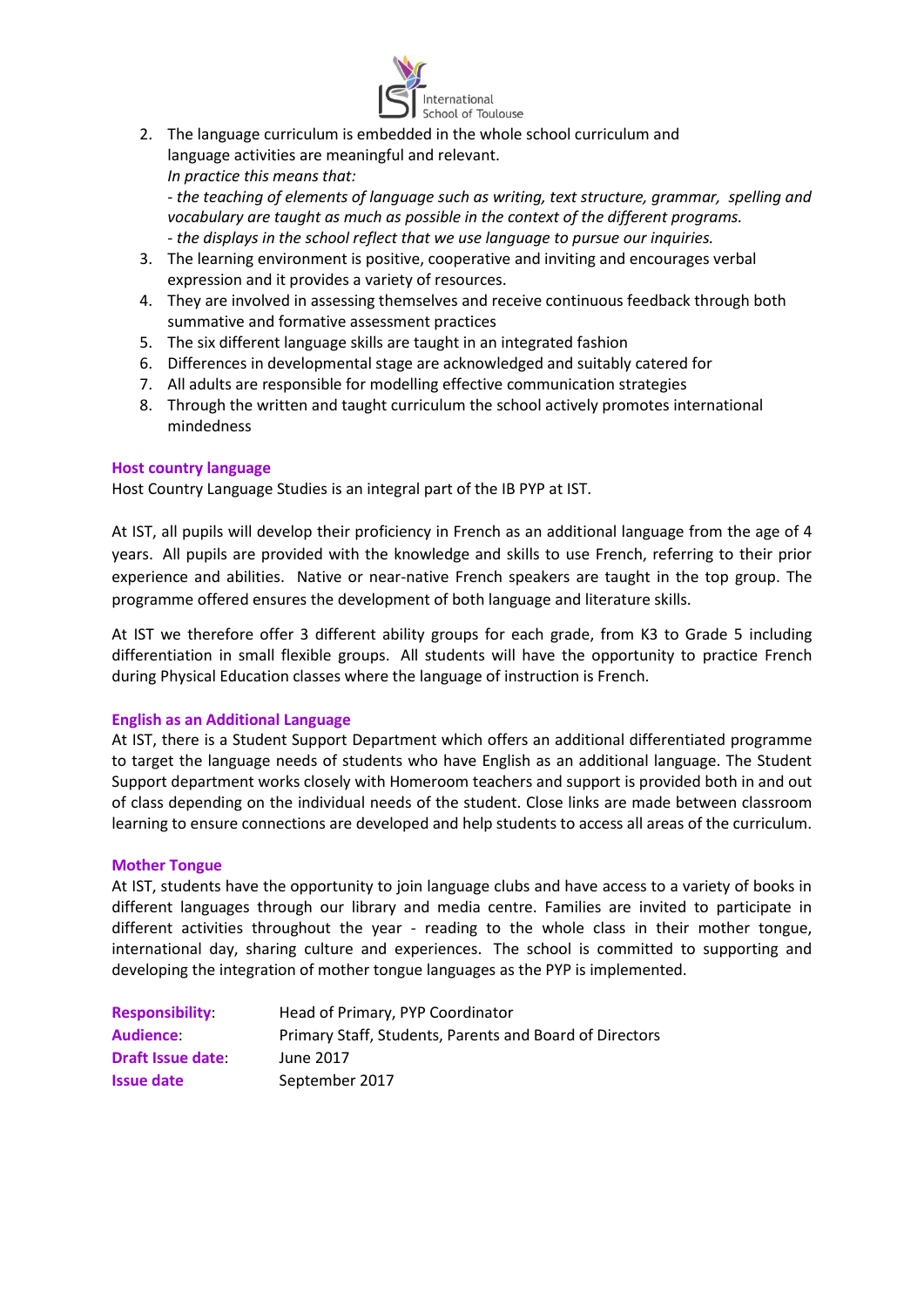2. The language curriculum is embedded in the whole school curriculum and language activities are meaningful and relevant.
   *In practice this means that:*
   *- the teaching of elements of language such as writing, text structure, grammar, spelling and vocabulary are taught as much as possible in the context of the different programs.*
   *- the displays in the school reflect that we use language to pursue our inquiries.*
3. The learning environment is positive, cooperative and inviting and encourages verbal expression and it provides a variety of resources.
4. They are involved in assessing themselves and receive continuous feedback through both summative and formative assessment practices
5. The six different language skills are taught in an integrated fashion
6. Differences in developmental stage are acknowledged and suitably catered for
7. All adults are responsible for modelling effective communication strategies
8. Through the written and taught curriculum the school actively promotes international mindedness

**Host country language**

Host Country Language Studies is an integral part of the IB PYP at IST.

At IST, all pupils will develop their proficiency in French as an additional language from the age of 4 years. All pupils are provided with the knowledge and skills to use French, referring to their prior experience and abilities. Native or near-native French speakers are taught in the top group. The programme offered ensures the development of both language and literature skills.

At IST we therefore offer 3 different ability groups for each grade, from K3 to Grade 5 including differentiation in small flexible groups. All students will have the opportunity to practice French during Physical Education classes where the language of instruction is French.

**English as an Additional Language**

At IST, there is a Student Support Department which offers an additional differentiated programme to target the language needs of students who have English as an additional language. The Student Support department works closely with Homeroom teachers and support is provided both in and out of class depending on the individual needs of the student. Close links are made between classroom learning to ensure connections are developed and help students to access all areas of the curriculum.

**Mother Tongue**

At IST, students have the opportunity to join language clubs and have access to a variety of books in different languages through our library and media centre. Families are invited to participate in different activities throughout the year - reading to the whole class in their mother tongue, international day, sharing culture and experiences. The school is committed to supporting and developing the integration of mother tongue languages as the PYP is implemented.

| | |
|---|---|
| **Responsibility**: | Head of Primary, PYP Coordinator |
| **Audience**: | Primary Staff, Students, Parents and Board of Directors |
| **Draft Issue date**: | June 2017 |
| **Issue date** | September 2017 |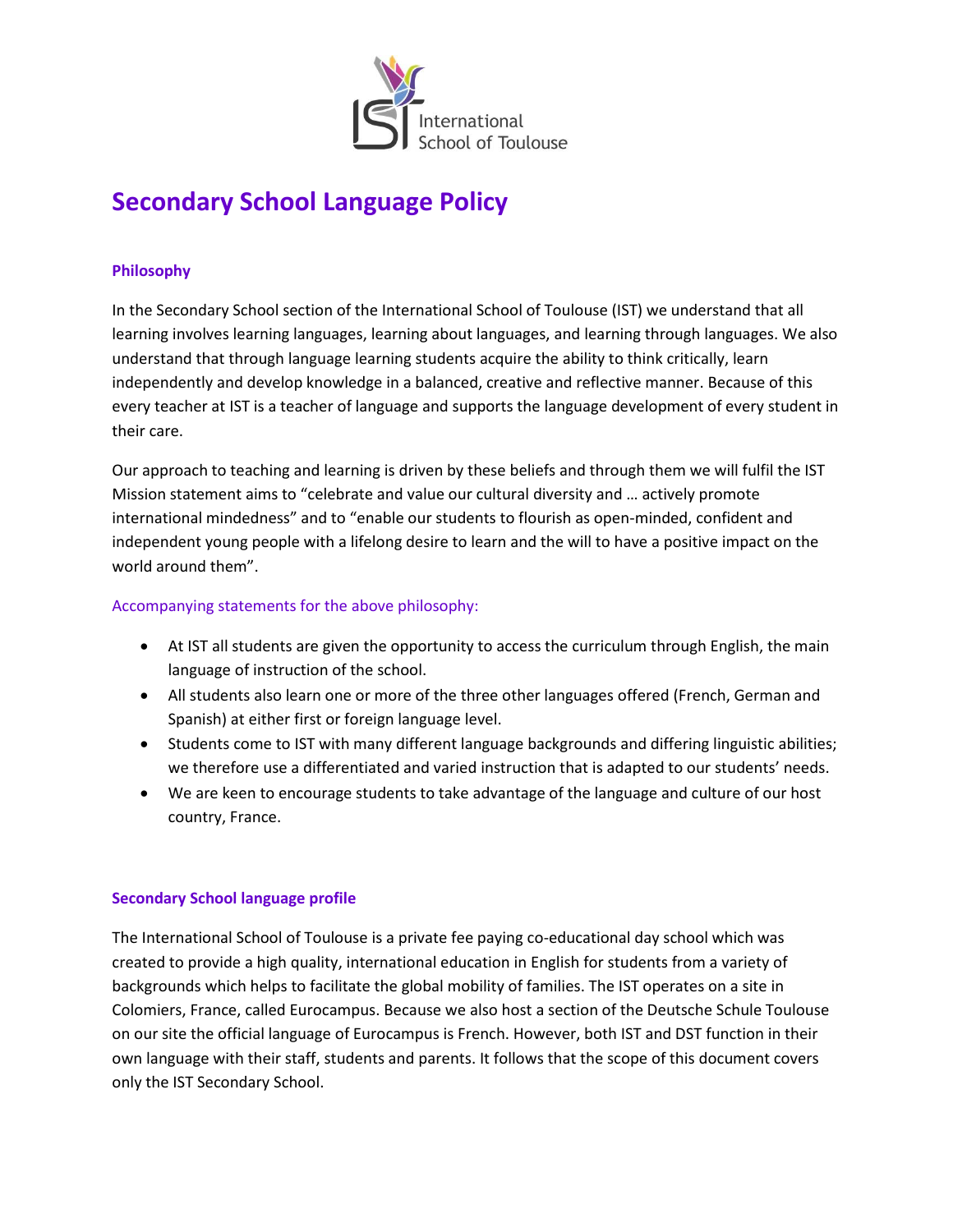# Secondary School Language Policy

### Philosophy

In the Secondary School section of the International School of Toulouse (IST) we understand that all learning involves learning languages, learning about languages, and learning through languages. We also understand that through language learning students acquire the ability to think critically, learn independently and develop knowledge in a balanced, creative and reflective manner. Because of this every teacher at IST is a teacher of language and supports the language development of every student in their care.

Our approach to teaching and learning is driven by these beliefs and through them we will fulfil the IST Mission statement aims to "celebrate and value our cultural diversity and … actively promote international mindedness" and to "enable our students to flourish as open-minded, confident and independent young people with a lifelong desire to learn and the will to have a positive impact on the world around them".

Accompanying statements for the above philosophy:

- At IST all students are given the opportunity to access the curriculum through English, the main language of instruction of the school.
- All students also learn one or more of the three other languages offered (French, German and Spanish) at either first or foreign language level.
- Students come to IST with many different language backgrounds and differing linguistic abilities; we therefore use a differentiated and varied instruction that is adapted to our students' needs.
- We are keen to encourage students to take advantage of the language and culture of our host country, France.

### Secondary School language profile

The International School of Toulouse is a private fee paying co-educational day school which was created to provide a high quality, international education in English for students from a variety of backgrounds which helps to facilitate the global mobility of families. The IST operates on a site in Colomiers, France, called Eurocampus. Because we also host a section of the Deutsche Schule Toulouse on our site the official language of Eurocampus is French. However, both IST and DST function in their own language with their staff, students and parents. It follows that the scope of this document covers only the IST Secondary School.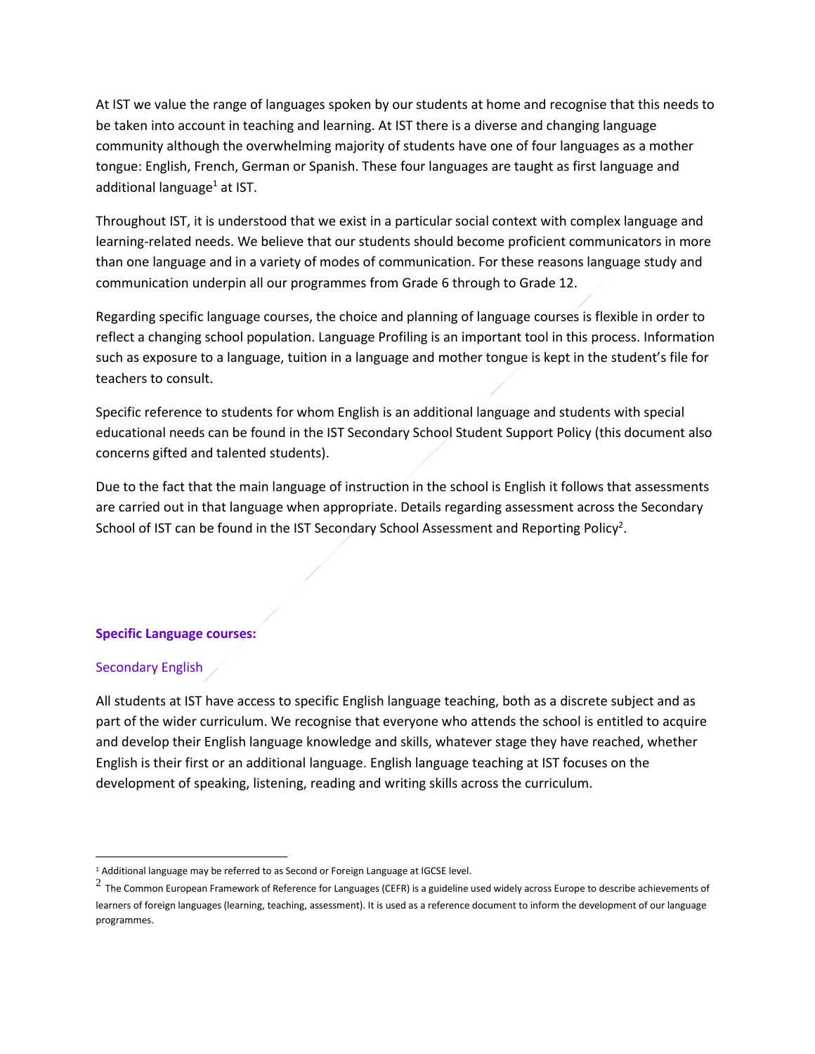At IST we value the range of languages spoken by our students at home and recognise that this needs to be taken into account in teaching and learning. At IST there is a diverse and changing language community although the overwhelming majority of students have one of four languages as a mother tongue: English, French, German or Spanish. These four languages are taught as first language and additional language[1] at IST.

Throughout IST, it is understood that we exist in a particular social context with complex language and learning-related needs. We believe that our students should become proficient communicators in more than one language and in a variety of modes of communication. For these reasons language study and communication underpin all our programmes from Grade 6 through to Grade 12.

Regarding specific language courses, the choice and planning of language courses is flexible in order to reflect a changing school population. Language Profiling is an important tool in this process. Information such as exposure to a language, tuition in a language and mother tongue is kept in the student's file for teachers to consult.

Specific reference to students for whom English is an additional language and students with special educational needs can be found in the IST Secondary School Student Support Policy (this document also concerns gifted and talented students).

Due to the fact that the main language of instruction in the school is English it follows that assessments are carried out in that language when appropriate. Details regarding assessment across the Secondary School of IST can be found in the IST Secondary School Assessment and Reporting Policy[2].

## Specific Language courses:

### Secondary English

All students at IST have access to specific English language teaching, both as a discrete subject and as part of the wider curriculum. We recognise that everyone who attends the school is entitled to acquire and develop their English language knowledge and skills, whatever stage they have reached, whether English is their first or an additional language. English language teaching at IST focuses on the development of speaking, listening, reading and writing skills across the curriculum.

---

[1] Additional language may be referred to as Second or Foreign Language at IGCSE level.

[2] The Common European Framework of Reference for Languages (CEFR) is a guideline used widely across Europe to describe achievements of learners of foreign languages (learning, teaching, assessment). It is used as a reference document to inform the development of our language programmes.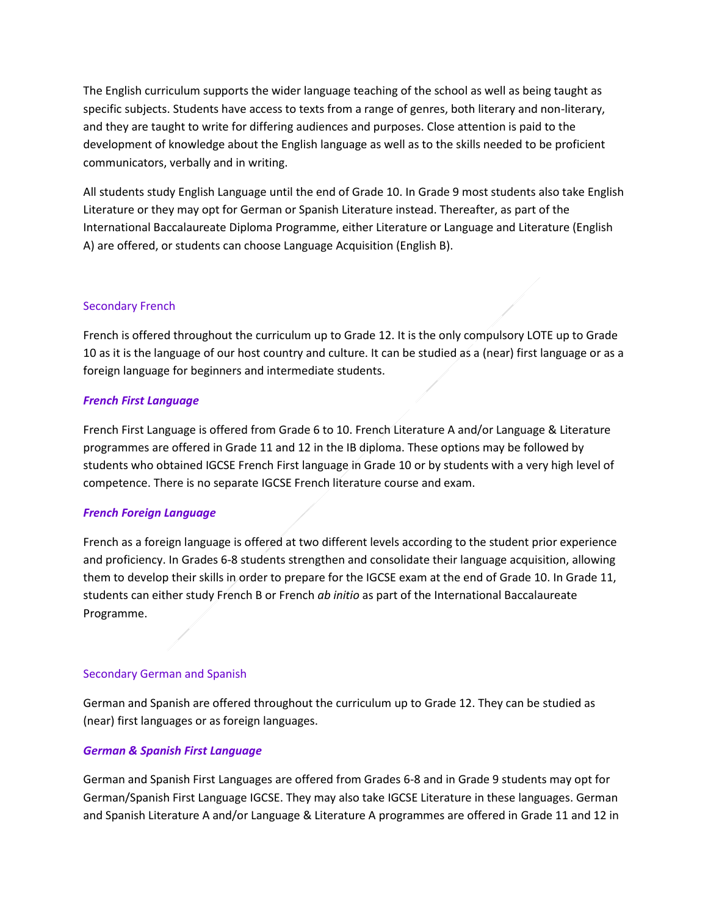The English curriculum supports the wider language teaching of the school as well as being taught as specific subjects. Students have access to texts from a range of genres, both literary and non-literary, and they are taught to write for differing audiences and purposes. Close attention is paid to the development of knowledge about the English language as well as to the skills needed to be proficient communicators, verbally and in writing.

All students study English Language until the end of Grade 10. In Grade 9 most students also take English Literature or they may opt for German or Spanish Literature instead. Thereafter, as part of the International Baccalaureate Diploma Programme, either Literature or Language and Literature (English A) are offered, or students can choose Language Acquisition (English B).

## Secondary French

French is offered throughout the curriculum up to Grade 12. It is the only compulsory LOTE up to Grade 10 as it is the language of our host country and culture. It can be studied as a (near) first language or as a foreign language for beginners and intermediate students.

### ***French First Language***

French First Language is offered from Grade 6 to 10. French Literature A and/or Language & Literature programmes are offered in Grade 11 and 12 in the IB diploma. These options may be followed by students who obtained IGCSE French First language in Grade 10 or by students with a very high level of competence. There is no separate IGCSE French literature course and exam.

### ***French Foreign Language***

French as a foreign language is offered at two different levels according to the student prior experience and proficiency. In Grades 6-8 students strengthen and consolidate their language acquisition, allowing them to develop their skills in order to prepare for the IGCSE exam at the end of Grade 10. In Grade 11, students can either study French B or French *ab initio* as part of the International Baccalaureate Programme.

## Secondary German and Spanish

German and Spanish are offered throughout the curriculum up to Grade 12. They can be studied as (near) first languages or as foreign languages.

### ***German & Spanish First Language***

German and Spanish First Languages are offered from Grades 6-8 and in Grade 9 students may opt for German/Spanish First Language IGCSE. They may also take IGCSE Literature in these languages. German and Spanish Literature A and/or Language & Literature A programmes are offered in Grade 11 and 12 in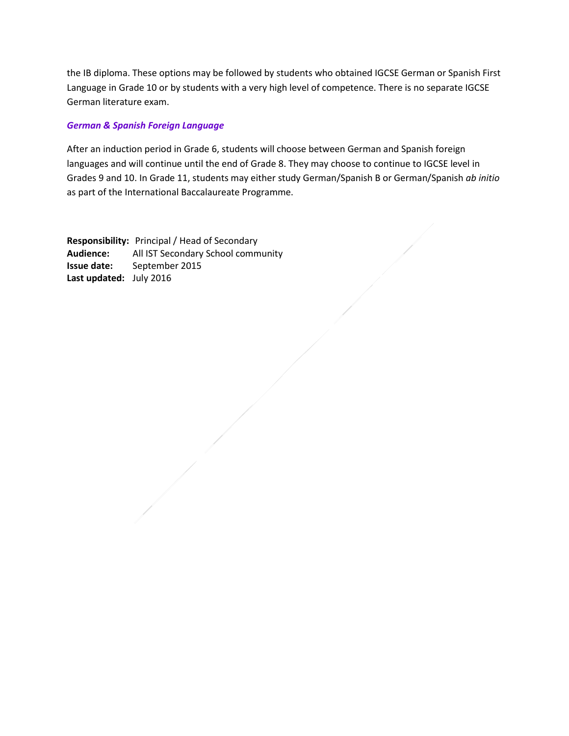the IB diploma. These options may be followed by students who obtained IGCSE German or Spanish First Language in Grade 10 or by students with a very high level of competence. There is no separate IGCSE German literature exam.

### *German & Spanish Foreign Language*

After an induction period in Grade 6, students will choose between German and Spanish foreign languages and will continue until the end of Grade 8. They may choose to continue to IGCSE level in Grades 9 and 10. In Grade 11, students may either study German/Spanish B or German/Spanish *ab initio* as part of the International Baccalaureate Programme.

**Responsibility:** Principal / Head of Secondary
**Audience:** All IST Secondary School community
**Issue date:** September 2015
**Last updated:** July 2016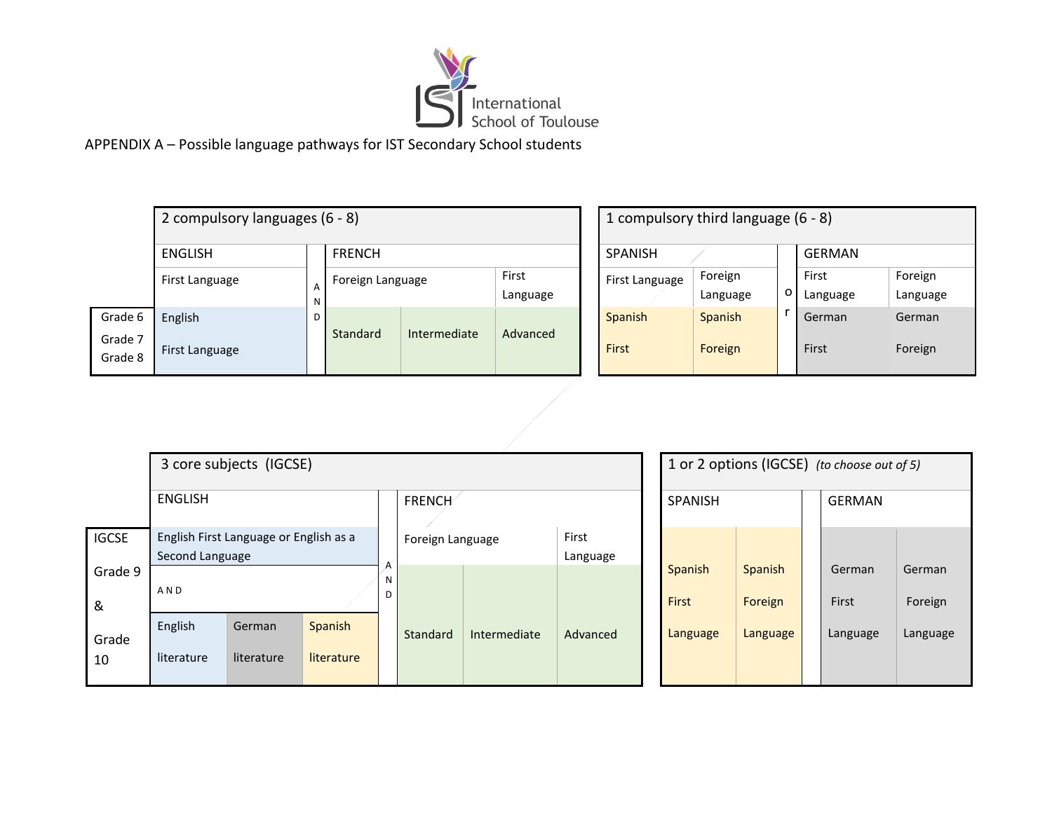International School of Toulouse

APPENDIX A – Possible language pathways for IST Secondary School students

| | 2 compulsory languages (6 - 8) | | | | | 1 compulsory third language (6 - 8) | | | | |
|---|---|---|---|---|---|---|---|---|---|---|
| | ENGLISH | | FRENCH | | | SPANISH | | | GERMAN | |
| | First Language | A N D | Foreign Language | | First Language | First Language | Foreign Language | o r | First Language | Foreign Language |
| Grade 6 Grade 7 Grade 8 | English First Language | | Standard | Intermediate | Advanced | Spanish First | Spanish Foreign | | German First | German Foreign |

| | 3 core subjects (IGCSE) | | | | | | | 1 or 2 options (IGCSE) *(to choose out of 5)* | | | |
|---|---|---|---|---|---|---|---|---|---|---|---|
| | ENGLISH | | | | FRENCH | | | SPANISH | | GERMAN | |
| | English First Language or English as a Second Language | | | A N D | Foreign Language | | First Language | | | | |
| | A N D | | | | | | | | | | |
| IGCSE Grade 9 & Grade 10 | English literature | German literature | Spanish literature | | Standard | Intermediate | Advanced | Spanish First Language | Spanish Foreign Language | German First Language | German Foreign Language |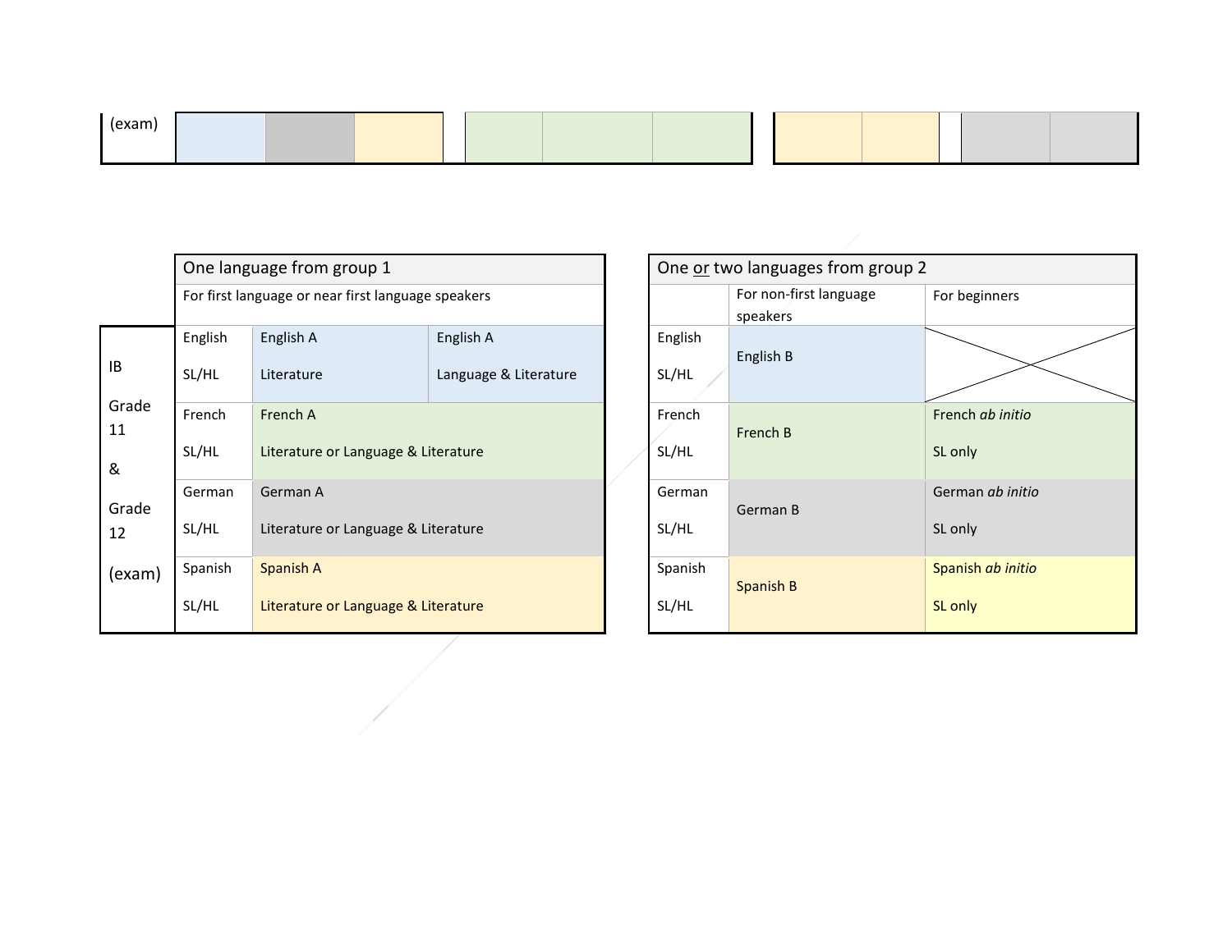(exam)

| | One language from group 1 | | |
|---|---|---|---|
| | For first language or near first language speakers | | |
| IB Grade 11 & Grade 12 (exam) | English SL/HL | English A Literature | English A Language & Literature |
| | French SL/HL | French A Literature or Language & Literature | |
| | German SL/HL | German A Literature or Language & Literature | |
| | Spanish SL/HL | Spanish A Literature or Language & Literature | |

| One or two languages from group 2 | | |
|---|---|---|
| | For non-first language speakers | For beginners |
| English SL/HL | English B | |
| French SL/HL | French B | French *ab initio* SL only |
| German SL/HL | German B | German *ab initio* SL only |
| Spanish SL/HL | Spanish B | Spanish *ab initio* SL only |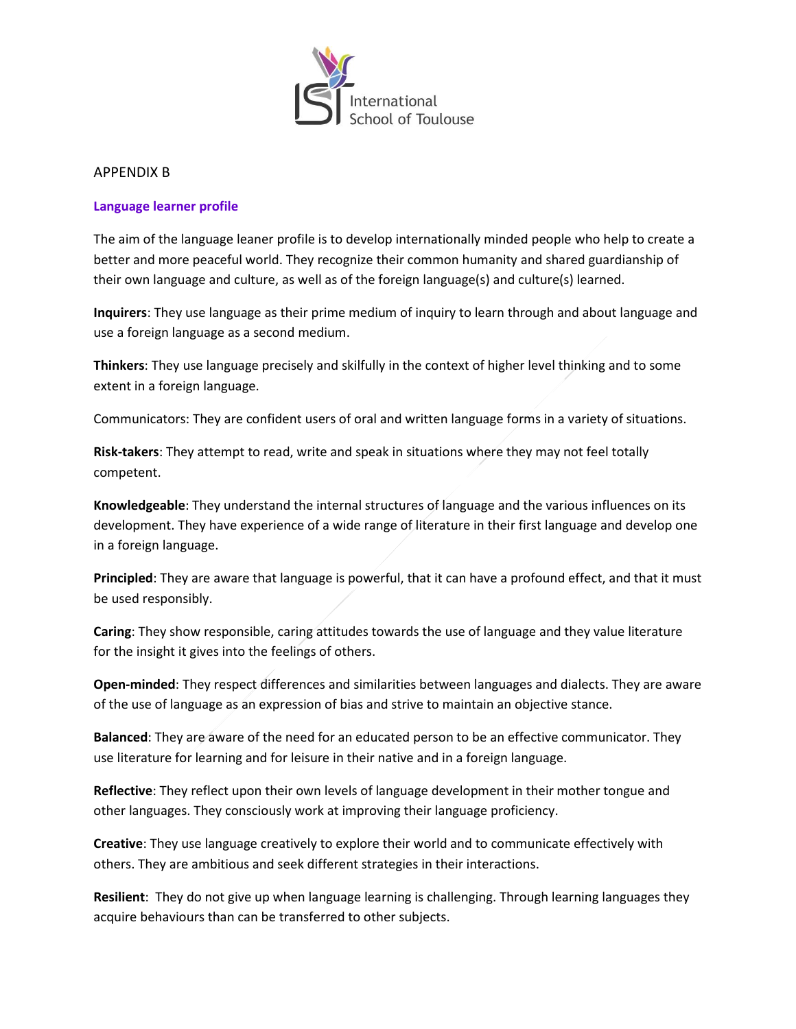APPENDIX B

**Language learner profile**

The aim of the language leaner profile is to develop internationally minded people who help to create a better and more peaceful world. They recognize their common humanity and shared guardianship of their own language and culture, as well as of the foreign language(s) and culture(s) learned.

**Inquirers**: They use language as their prime medium of inquiry to learn through and about language and use a foreign language as a second medium.

**Thinkers**: They use language precisely and skilfully in the context of higher level thinking and to some extent in a foreign language.

Communicators: They are confident users of oral and written language forms in a variety of situations.

**Risk-takers**: They attempt to read, write and speak in situations where they may not feel totally competent.

**Knowledgeable**: They understand the internal structures of language and the various influences on its development. They have experience of a wide range of literature in their first language and develop one in a foreign language.

**Principled**: They are aware that language is powerful, that it can have a profound effect, and that it must be used responsibly.

**Caring**: They show responsible, caring attitudes towards the use of language and they value literature for the insight it gives into the feelings of others.

**Open-minded**: They respect differences and similarities between languages and dialects. They are aware of the use of language as an expression of bias and strive to maintain an objective stance.

**Balanced**: They are aware of the need for an educated person to be an effective communicator. They use literature for learning and for leisure in their native and in a foreign language.

**Reflective**: They reflect upon their own levels of language development in their mother tongue and other languages. They consciously work at improving their language proficiency.

**Creative**: They use language creatively to explore their world and to communicate effectively with others. They are ambitious and seek different strategies in their interactions.

**Resilient**: They do not give up when language learning is challenging. Through learning languages they acquire behaviours than can be transferred to other subjects.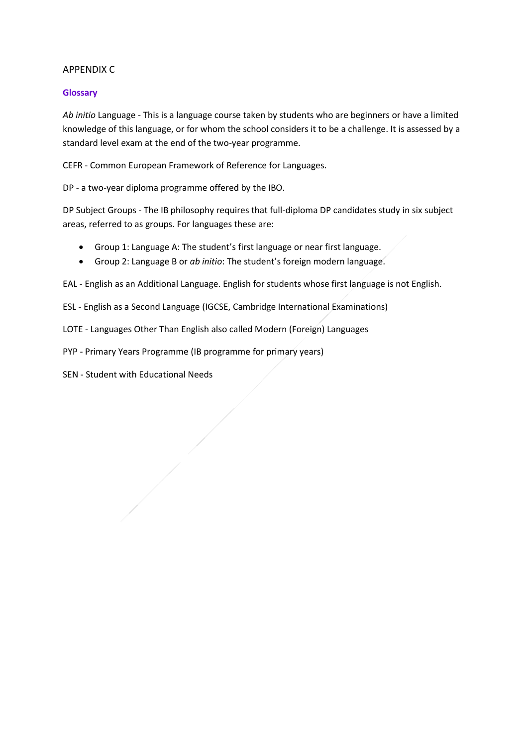APPENDIX C

## Glossary

*Ab initio* Language - This is a language course taken by students who are beginners or have a limited knowledge of this language, or for whom the school considers it to be a challenge. It is assessed by a standard level exam at the end of the two-year programme.

CEFR - Common European Framework of Reference for Languages.

DP - a two-year diploma programme offered by the IBO.

DP Subject Groups - The IB philosophy requires that full-diploma DP candidates study in six subject areas, referred to as groups. For languages these are:

- Group 1: Language A: The student's first language or near first language.
- Group 2: Language B or *ab initio*: The student's foreign modern language.

EAL - English as an Additional Language. English for students whose first language is not English.

ESL - English as a Second Language (IGCSE, Cambridge International Examinations)

LOTE - Languages Other Than English also called Modern (Foreign) Languages

PYP - Primary Years Programme (IB programme for primary years)

SEN - Student with Educational Needs